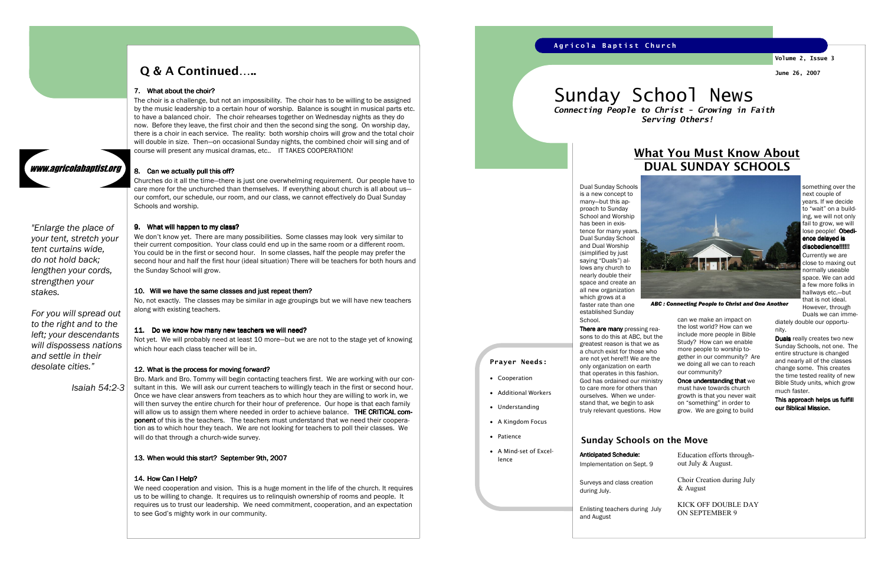Agricola Baptist Church

Volume 2, Issue 3

June 26, 2007

# Sunday School News

***Connecting People to Christ - Growing in Faith Serving Others!***

## What You Must Know About DUAL SUNDAY SCHOOLS

Dual Sunday Schools is a new concept to many—but this approach to Sunday School and Worship has been in existence for many years. Dual Sunday School and Dual Worship (simplified by just saying "Duals") allows any church to nearly double their space and create an all new organization which grows at a faster rate than one established Sunday School.

*ABC : Connecting People to Christ and One Another*

**There are many** pressing reasons to do this at ABC, but the greatest reason is that we as a church exist for those who are not yet here!!! We are the only organization on earth that operates in this fashion. God has ordained our ministry to care more for others than ourselves. When we understand that, we begin to ask truly relevant questions. How can we make an impact on the lost world? How can we include more people in Bible Study? How can we enable more people to worship together in our community? Are we doing all we can to reach our community?

**Once understanding that** we must have towards church growth is that you never wait on "something" in order to grow. We are going to build something over the next couple of years. If we decide to "wait" on a building, we will not only fail to grow, we will lose people! **Obedience delayed is disobedience!!!!!!**

Currently we are close to maxing out normally useable space. We can add a few more folks in hallways etc.—but that is not ideal. However, through Duals we can immediately double our opportunity.

**Duals** really creates two new Sunday Schools, not one. The entire structure is changed and nearly all of the classes change some. This creates the time tested reality of new Bible Study units, which grow much faster.

**This approach helps us fulfill our Biblical Mission.**

### Prayer Needs:

- Cooperation
- Additional Workers
- Understanding
- A Kingdom Focus
- Patience
- A Mind-set of Excellence

### Sunday Schools on the Move

**Anticipated Schedule:**

Implementation on Sept. 9

Surveys and class creation during July.

Enlisting teachers during July and August

Education efforts throughout July & August.

Choir Creation during July & August

KICK OFF DOUBLE DAY ON SEPTEMBER 9

## Q & A Continued…..

**7. What about the choir?**

The choir is a challenge, but not an impossibility. The choir has to be willing to be assigned by the music leadership to a certain hour of worship. Balance is sought in musical parts etc. to have a balanced choir. The choir rehearses together on Wednesday nights as they do now. Before they leave, the first choir and then the second sing the song. On worship day, there is a choir in each service. The reality: both worship choirs will grow and the total choir will double in size. Then—on occasional Sunday nights, the combined choir will sing and of course will present any musical dramas, etc.. IT TAKES COOPERATION!

**8. Can we actually pull this off?**

Churches do it all the time—there is just one overwhelming requirement. Our people have to care more for the unchurched than themselves. If everything about church is all about us—our comfort, our schedule, our room, and our class, we cannot effectively do Dual Sunday Schools and worship.

**9. What will happen to my class?**

We don't know yet. There are many possibilities. Some classes may look very similar to their current composition. Your class could end up in the same room or a different room. You could be in the first or second hour. In some classes, half the people may prefer the second hour and half the first hour (ideal situation) There will be teachers for both hours and the Sunday School will grow.

**10. Will we have the same classes and just repeat them?**

No, not exactly. The classes may be similar in age groupings but we will have new teachers along with existing teachers.

**11. Do we know how many new teachers we will need?**

Not yet. We will probably need at least 10 more—but we are not to the stage yet of knowing which hour each class teacher will be in.

**12. What is the process for moving forward?**

Bro. Mark and Bro. Tommy will begin contacting teachers first. We are working with our consultant in this. We will ask our current teachers to willingly teach in the first or second hour. Once we have clear answers from teachers as to which hour they are willing to work in, we will then survey the entire church for their hour of preference. Our hope is that each family will allow us to assign them where needed in order to achieve balance. **THE CRITICAL component** of this is the teachers. The teachers must understand that we need their cooperation as to which hour they teach. We are not looking for teachers to poll their classes. We will do that through a church-wide survey.

**13. When would this start? September 9th, 2007**

**14. How Can I Help?**

We need cooperation and vision. This is a huge moment in the life of the church. It requires us to be willing to change. It requires us to relinquish ownership of rooms and people. It requires us to trust our leadership. We need commitment, cooperation, and an expectation to see God's mighty work in our community.

***www.agricolabaptist.org***

*"Enlarge the place of your tent, stretch your tent curtains wide, do not hold back; lengthen your cords, strengthen your stakes.*

*For you will spread out to the right and to the left; your descendants will dispossess nations and settle in their desolate cities."*

*Isaiah 54:2-3*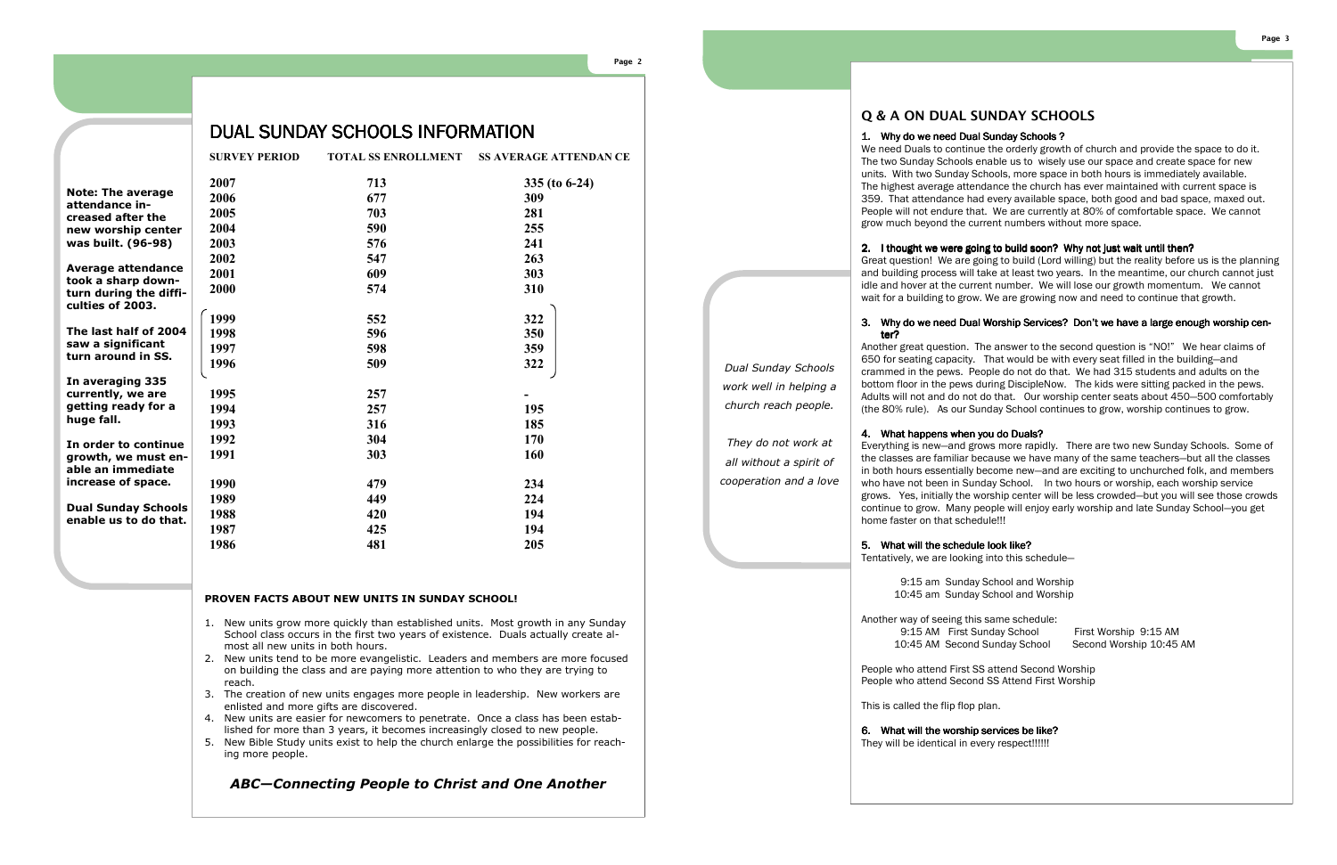# DUAL SUNDAY SCHOOLS INFORMATION

**Note: The average attendance increased after the new worship center was built. (96-98)**

**Average attendance took a sharp downturn during the difficulties of 2003.**

**The last half of 2004 saw a significant turn around in SS.**

**In averaging 335 currently, we are getting ready for a huge fall.**

**In order to continue growth, we must enable an immediate increase of space.**

**Dual Sunday Schools enable us to do that.**

| SURVEY PERIOD | TOTAL SS ENROLLMENT | SS AVERAGE ATTENDAN CE |
|---|---|---|
| 2007 | 713 | 335 (to 6-24) |
| 2006 | 677 | 309 |
| 2005 | 703 | 281 |
| 2004 | 590 | 255 |
| 2003 | 576 | 241 |
| 2002 | 547 | 263 |
| 2001 | 609 | 303 |
| 2000 | 574 | 310 |
| 1999 | 552 | 322 |
| 1998 | 596 | 350 |
| 1997 | 598 | 359 |
| 1996 | 509 | 322 |
| 1995 | 257 | - |
| 1994 | 257 | 195 |
| 1993 | 316 | 185 |
| 1992 | 304 | 170 |
| 1991 | 303 | 160 |
| 1990 | 479 | 234 |
| 1989 | 449 | 224 |
| 1988 | 420 | 194 |
| 1987 | 425 | 194 |
| 1986 | 481 | 205 |

**PROVEN FACTS ABOUT NEW UNITS IN SUNDAY SCHOOL!**

1. New units grow more quickly than established units. Most growth in any Sunday School class occurs in the first two years of existence. Duals actually create almost all new units in both hours.
2. New units tend to be more evangelistic. Leaders and members are more focused on building the class and are paying more attention to who they are trying to reach.
3. The creation of new units engages more people in leadership. New workers are enlisted and more gifts are discovered.
4. New units are easier for newcomers to penetrate. Once a class has been established for more than 3 years, it becomes increasingly closed to new people.
5. New Bible Study units exist to help the church enlarge the possibilities for reaching more people.

***ABC—Connecting People to Christ and One Another***

## Q & A ON DUAL SUNDAY SCHOOLS

*Dual Sunday Schools work well in helping a church reach people.*

*They do not work at all without a spirit of cooperation and a love*

### 1. Why do we need Dual Sunday Schools ?

We need Duals to continue the orderly growth of church and provide the space to do it. The two Sunday Schools enable us to wisely use our space and create space for new units. With two Sunday Schools, more space in both hours is immediately available. The highest average attendance the church has ever maintained with current space is 359. That attendance had every available space, both good and bad space, maxed out. People will not endure that. We are currently at 80% of comfortable space. We cannot grow much beyond the current numbers without more space.

### 2. I thought we were going to build soon? Why not just wait until then?

Great question! We are going to build (Lord willing) but the reality before us is the planning and building process will take at least two years. In the meantime, our church cannot just idle and hover at the current number. We will lose our growth momentum. We cannot wait for a building to grow. We are growing now and need to continue that growth.

### 3. Why do we need Dual Worship Services? Don't we have a large enough worship center?

Another great question. The answer to the second question is "NO!" We hear claims of 650 for seating capacity. That would be with every seat filled in the building—and crammed in the pews. People do not do that. We had 315 students and adults on the bottom floor in the pews during DiscipleNow. The kids were sitting packed in the pews. Adults will not and do not do that. Our worship center seats about 450—500 comfortably (the 80% rule). As our Sunday School continues to grow, worship continues to grow.

### 4. What happens when you do Duals?

Everything is new—and grows more rapidly. There are two new Sunday Schools. Some of the classes are familiar because we have many of the same teachers—but all the classes in both hours essentially become new—and are exciting to unchurched folk, and members who have not been in Sunday School. In two hours or worship, each worship service grows. Yes, initially the worship center will be less crowded—but you will see those crowds continue to grow. Many people will enjoy early worship and late Sunday School—you get home faster on that schedule!!!

### 5. What will the schedule look like?

Tentatively, we are looking into this schedule—

9:15 am Sunday School and Worship
10:45 am Sunday School and Worship

Another way of seeing this same schedule:

9:15 AM First Sunday School — First Worship 9:15 AM
10:45 AM Second Sunday School — Second Worship 10:45 AM

People who attend First SS attend Second Worship
People who attend Second SS Attend First Worship

This is called the flip flop plan.

### 6. What will the worship services be like?

They will be identical in every respect!!!!!!